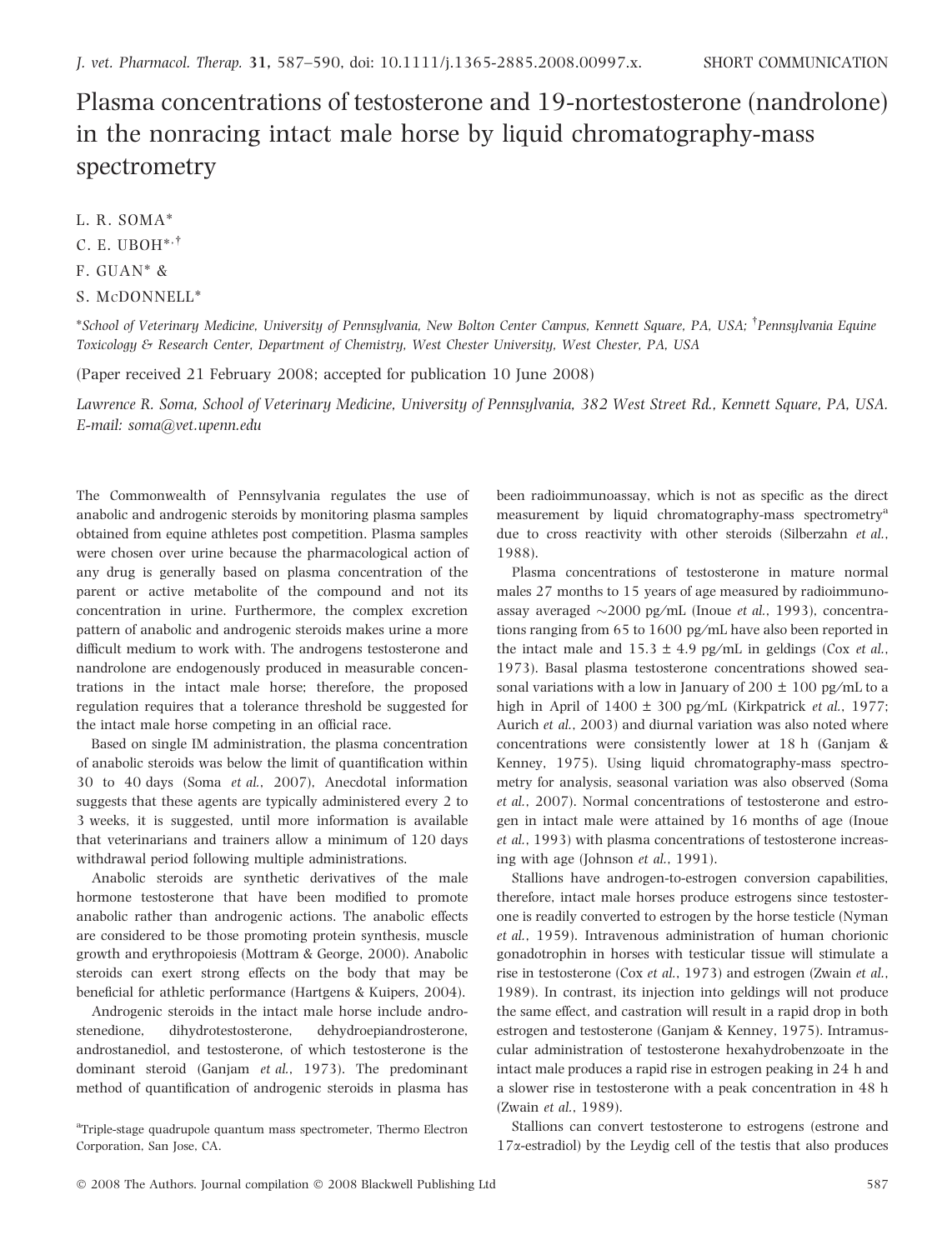SHORT COMMUNICATION

# Plasma concentrations of testosterone and 19-nortestosterone (nandrolone) in the nonracing intact male horse by liquid chromatography-mass spectrometry

L. R. SOMA*
C. E. UBOH*,†
F. GUAN* &
S. McDONNELL*

*School of Veterinary Medicine, University of Pennsylvania, New Bolton Center Campus, Kennett Square, PA, USA; †Pennsylvania Equine Toxicology & Research Center, Department of Chemistry, West Chester University, West Chester, PA, USA

(Paper received 21 February 2008; accepted for publication 10 June 2008)

*Lawrence R. Soma, School of Veterinary Medicine, University of Pennsylvania, 382 West Street Rd., Kennett Square, PA, USA. E-mail: soma@vet.upenn.edu*

The Commonwealth of Pennsylvania regulates the use of anabolic and androgenic steroids by monitoring plasma samples obtained from equine athletes post competition. Plasma samples were chosen over urine because the pharmacological action of any drug is generally based on plasma concentration of the parent or active metabolite of the compound and not its concentration in urine. Furthermore, the complex excretion pattern of anabolic and androgenic steroids makes urine a more difficult medium to work with. The androgens testosterone and nandrolone are endogenously produced in measurable concentrations in the intact male horse; therefore, the proposed regulation requires that a tolerance threshold be suggested for the intact male horse competing in an official race.

Based on single IM administration, the plasma concentration of anabolic steroids was below the limit of quantification within 30 to 40 days (Soma *et al.*, 2007), Anecdotal information suggests that these agents are typically administered every 2 to 3 weeks, it is suggested, until more information is available that veterinarians and trainers allow a minimum of 120 days withdrawal period following multiple administrations.

Anabolic steroids are synthetic derivatives of the male hormone testosterone that have been modified to promote anabolic rather than androgenic actions. The anabolic effects are considered to be those promoting protein synthesis, muscle growth and erythropoiesis (Mottram & George, 2000). Anabolic steroids can exert strong effects on the body that may be beneficial for athletic performance (Hartgens & Kuipers, 2004).

Androgenic steroids in the intact male horse include androstenedione, dihydrotestosterone, dehydroepiandrosterone, androstanediol, and testosterone, of which testosterone is the dominant steroid (Ganjam *et al.*, 1973). The predominant method of quantification of androgenic steroids in plasma has been radioimmunoassay, which is not as specific as the direct measurement by liquid chromatography-mass spectrometry[a] due to cross reactivity with other steroids (Silberzahn *et al.*, 1988).

Plasma concentrations of testosterone in mature normal males 27 months to 15 years of age measured by radioimmunoassay averaged ~2000 pg/mL (Inoue *et al.*, 1993), concentrations ranging from 65 to 1600 pg/mL have also been reported in the intact male and 15.3 ± 4.9 pg/mL in geldings (Cox *et al.*, 1973). Basal plasma testosterone concentrations showed seasonal variations with a low in January of 200 ± 100 pg/mL to a high in April of 1400 ± 300 pg/mL (Kirkpatrick *et al.*, 1977; Aurich *et al.*, 2003) and diurnal variation was also noted where concentrations were consistently lower at 18 h (Ganjam & Kenney, 1975). Using liquid chromatography-mass spectrometry for analysis, seasonal variation was also observed (Soma *et al.*, 2007). Normal concentrations of testosterone and estrogen in intact male were attained by 16 months of age (Inoue *et al.*, 1993) with plasma concentrations of testosterone increasing with age (Johnson *et al.*, 1991).

Stallions have androgen-to-estrogen conversion capabilities, therefore, intact male horses produce estrogens since testosterone is readily converted to estrogen by the horse testicle (Nyman *et al.*, 1959). Intravenous administration of human chorionic gonadotrophin in horses with testicular tissue will stimulate a rise in testosterone (Cox *et al.*, 1973) and estrogen (Zwain *et al.*, 1989). In contrast, its injection into geldings will not produce the same effect, and castration will result in a rapid drop in both estrogen and testosterone (Ganjam & Kenney, 1975). Intramuscular administration of testosterone hexahydrobenzoate in the intact male produces a rapid rise in estrogen peaking in 24 h and a slower rise in testosterone with a peak concentration in 48 h (Zwain *et al.*, 1989).

Stallions can convert testosterone to estrogens (estrone and 17α-estradiol) by the Leydig cell of the testis that also produces

[a]Triple-stage quadrupole quantum mass spectrometer, Thermo Electron Corporation, San Jose, CA.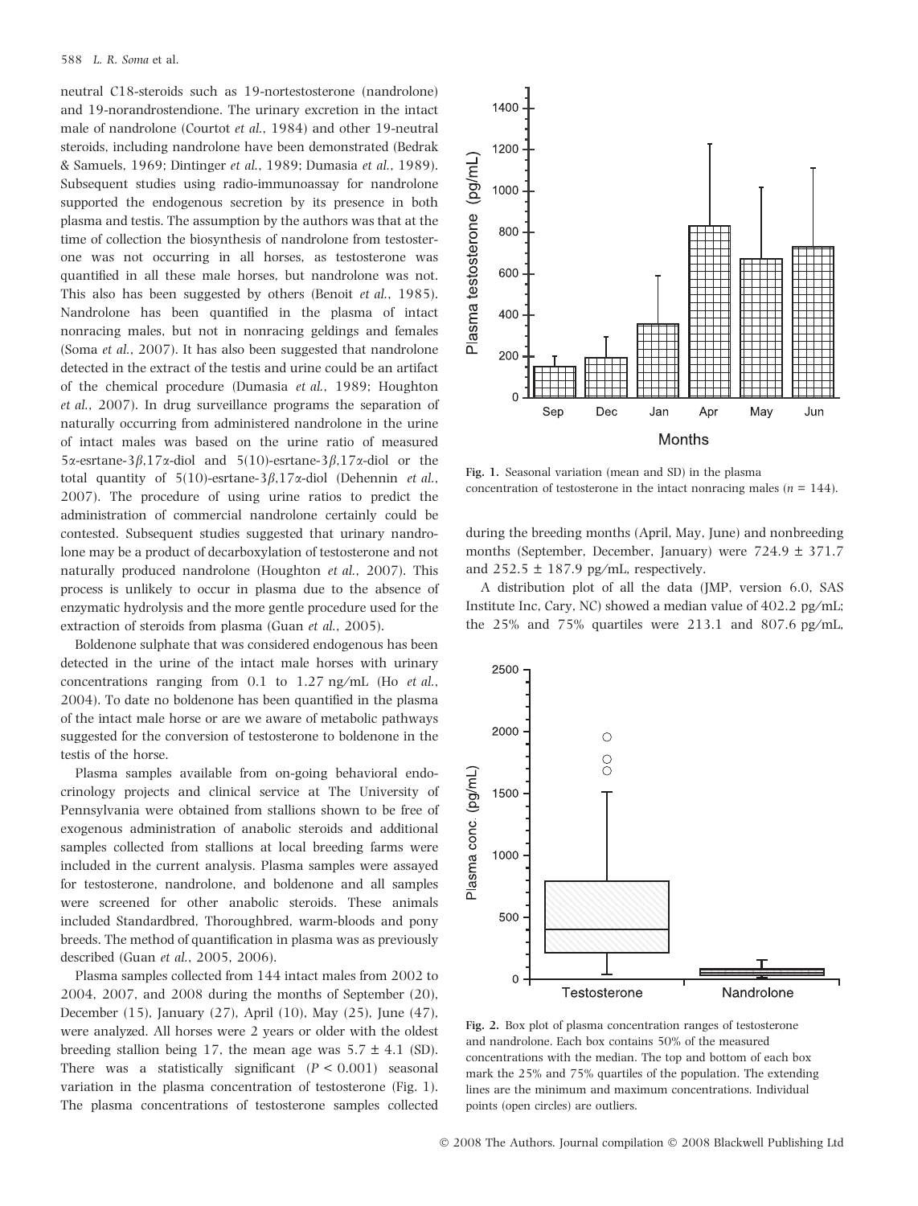neutral C18-steroids such as 19-nortestosterone (nandrolone) and 19-norandrostendione. The urinary excretion in the intact male of nandrolone (Courtot *et al.*, 1984) and other 19-neutral steroids, including nandrolone have been demonstrated (Bedrak & Samuels, 1969; Dintinger *et al.*, 1989; Dumasia *et al.*, 1989). Subsequent studies using radio-immunoassay for nandrolone supported the endogenous secretion by its presence in both plasma and testis. The assumption by the authors was that at the time of collection the biosynthesis of nandrolone from testosterone was not occurring in all horses, as testosterone was quantified in all these male horses, but nandrolone was not. This also has been suggested by others (Benoit *et al.*, 1985). Nandrolone has been quantified in the plasma of intact nonracing males, but not in nonracing geldings and females (Soma *et al.*, 2007). It has also been suggested that nandrolone detected in the extract of the testis and urine could be an artifact of the chemical procedure (Dumasia *et al.*, 1989; Houghton *et al.*, 2007). In drug surveillance programs the separation of naturally occurring from administered nandrolone in the urine of intact males was based on the urine ratio of measured 5α-esrtane-3β,17α-diol and 5(10)-esrtane-3β,17α-diol or the total quantity of 5(10)-esrtane-3β,17α-diol (Dehennin *et al.*, 2007). The procedure of using urine ratios to predict the administration of commercial nandrolone certainly could be contested. Subsequent studies suggested that urinary nandrolone may be a product of decarboxylation of testosterone and not naturally produced nandrolone (Houghton *et al.*, 2007). This process is unlikely to occur in plasma due to the absence of enzymatic hydrolysis and the more gentle procedure used for the extraction of steroids from plasma (Guan *et al.*, 2005).

Boldenone sulphate that was considered endogenous has been detected in the urine of the intact male horses with urinary concentrations ranging from 0.1 to 1.27 ng/mL (Ho *et al.*, 2004). To date no boldenone has been quantified in the plasma of the intact male horse or are we aware of metabolic pathways suggested for the conversion of testosterone to boldenone in the testis of the horse.

Plasma samples available from on-going behavioral endocrinology projects and clinical service at The University of Pennsylvania were obtained from stallions shown to be free of exogenous administration of anabolic steroids and additional samples collected from stallions at local breeding farms were included in the current analysis. Plasma samples were assayed for testosterone, nandrolone, and boldenone and all samples were screened for other anabolic steroids. These animals included Standardbred, Thoroughbred, warm-bloods and pony breeds. The method of quantification in plasma was as previously described (Guan *et al.*, 2005, 2006).

Plasma samples collected from 144 intact males from 2002 to 2004, 2007, and 2008 during the months of September (20), December (15), January (27), April (10), May (25), June (47), were analyzed. All horses were 2 years or older with the oldest breeding stallion being 17, the mean age was 5.7 ± 4.1 (SD). There was a statistically significant ($P < 0.001$) seasonal variation in the plasma concentration of testosterone (Fig. 1). The plasma concentrations of testosterone samples collected during the breeding months (April, May, June) and nonbreeding months (September, December, January) were 724.9 ± 371.7 and 252.5 ± 187.9 pg/mL, respectively.

**Fig. 1.** Seasonal variation (mean and SD) in the plasma concentration of testosterone in the intact nonracing males ($n = 144$).

A distribution plot of all the data (JMP, version 6.0, SAS Institute Inc, Cary, NC) showed a median value of 402.2 pg/mL; the 25% and 75% quartiles were 213.1 and 807.6 pg/mL,

**Fig. 2.** Box plot of plasma concentration ranges of testosterone and nandrolone. Each box contains 50% of the measured concentrations with the median. The top and bottom of each box mark the 25% and 75% quartiles of the population. The extending lines are the minimum and maximum concentrations. Individual points (open circles) are outliers.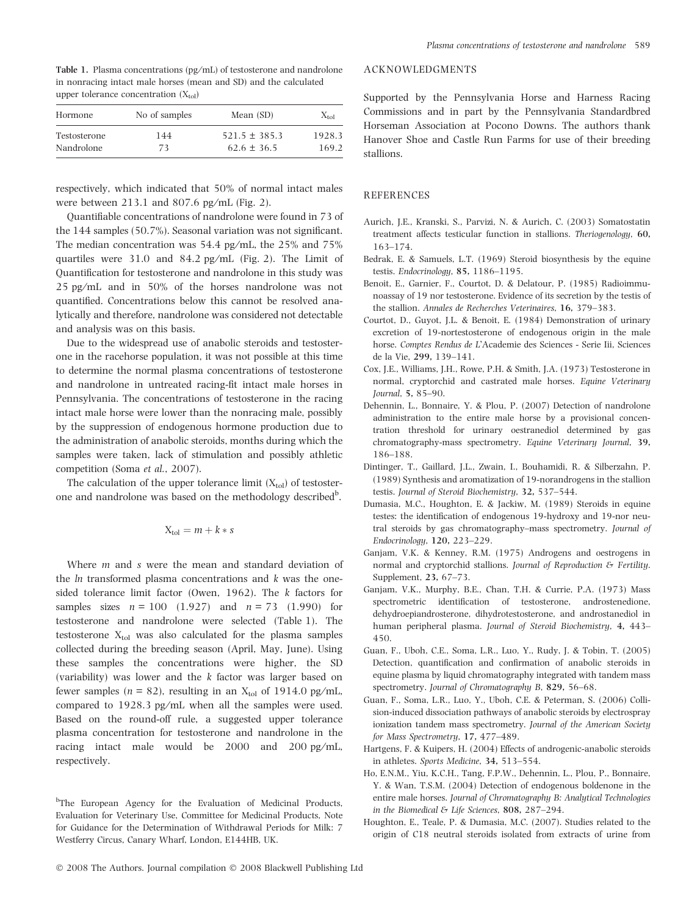**Table 1.** Plasma concentrations (pg/mL) of testosterone and nandrolone in nonracing intact male horses (mean and SD) and the calculated upper tolerance concentration ($X_{tol}$)

| Hormone | No of samples | Mean (SD) | $X_{tol}$ |
|---|---|---|---|
| Testosterone | 144 | 521.5 ± 385.3 | 1928.3 |
| Nandrolone | 73 | 62.6 ± 36.5 | 169.2 |

respectively, which indicated that 50% of normal intact males were between 213.1 and 807.6 pg/mL (Fig. 2).

Quantifiable concentrations of nandrolone were found in 73 of the 144 samples (50.7%). Seasonal variation was not significant. The median concentration was 54.4 pg/mL, the 25% and 75% quartiles were 31.0 and 84.2 pg/mL (Fig. 2). The Limit of Quantification for testosterone and nandrolone in this study was 25 pg/mL and in 50% of the horses nandrolone was not quantified. Concentrations below this cannot be resolved analytically and therefore, nandrolone was considered not detectable and analysis was on this basis.

Due to the widespread use of anabolic steroids and testosterone in the racehorse population, it was not possible at this time to determine the normal plasma concentrations of testosterone and nandrolone in untreated racing-fit intact male horses in Pennsylvania. The concentrations of testosterone in the racing intact male horse were lower than the nonracing male, possibly by the suppression of endogenous hormone production due to the administration of anabolic steroids, months during which the samples were taken, lack of stimulation and possibly athletic competition (Soma *et al.*, 2007).

The calculation of the upper tolerance limit ($X_{tol}$) of testosterone and nandrolone was based on the methodology described[b].

$$X_{tol} = m + k * s$$

Where *m* and *s* were the mean and standard deviation of the *ln* transformed plasma concentrations and *k* was the one-sided tolerance limit factor (Owen, 1962). The *k* factors for samples sizes $n = 100$ (1.927) and $n = 73$ (1.990) for testosterone and nandrolone were selected (Table 1). The testosterone $X_{tol}$ was also calculated for the plasma samples collected during the breeding season (April, May, June). Using these samples the concentrations were higher, the SD (variability) was lower and the *k* factor was larger based on fewer samples ($n = 82$), resulting in an $X_{tol}$ of 1914.0 pg/mL, compared to 1928.3 pg/mL when all the samples were used. Based on the round-off rule, a suggested upper tolerance plasma concentration for testosterone and nandrolone in the racing intact male would be 2000 and 200 pg/mL, respectively.

[b]The European Agency for the Evaluation of Medicinal Products, Evaluation for Veterinary Use, Committee for Medicinal Products, Note for Guidance for the Determination of Withdrawal Periods for Milk: 7 Westferry Circus, Canary Wharf, London, E144HB, UK.

## ACKNOWLEDGMENTS

Supported by the Pennsylvania Horse and Harness Racing Commissions and in part by the Pennsylvania Standardbred Horseman Association at Pocono Downs. The authors thank Hanover Shoe and Castle Run Farms for use of their breeding stallions.

## REFERENCES

Aurich, J.E., Kranski, S., Parvizi, N. & Aurich, C. (2003) Somatostatin treatment affects testicular function in stallions. *Theriogenology*, **60,** 163–174.

Bedrak, E. & Samuels, L.T. (1969) Steroid biosynthesis by the equine testis. *Endocrinology*, **85,** 1186–1195.

Benoit, E., Garnier, F., Courtot, D. & Delatour, P. (1985) Radioimmunoassay of 19 nor testosterone. Evidence of its secretion by the testis of the stallion. *Annales de Recherches Veterinaires*, **16,** 379–383.

Courtot, D., Guyot, J.L. & Benoit, E. (1984) Demonstration of urinary excretion of 19-nortestosterone of endogenous origin in the male horse. *Comptes Rendus de L'Academie des Sciences - Serie Iii, Sciences de la Vie*, **299,** 139–141.

Cox, J.E., Williams, J.H., Rowe, P.H. & Smith, J.A. (1973) Testosterone in normal, cryptorchid and castrated male horses. *Equine Veterinary Journal*, **5,** 85–90.

Dehennin, L., Bonnaire, Y. & Plou, P. (2007) Detection of nandrolone administration to the entire male horse by a provisional concentration threshold for urinary oestranediol determined by gas chromatography-mass spectrometry. *Equine Veterinary Journal*, **39,** 186–188.

Dintinger, T., Gaillard, J.L., Zwain, I., Bouhamidi, R. & Silberzahn, P. (1989) Synthesis and aromatization of 19-norandrogens in the stallion testis. *Journal of Steroid Biochemistry*, **32,** 537–544.

Dumasia, M.C., Houghton, E. & Jackiw, M. (1989) Steroids in equine testes: the identification of endogenous 19-hydroxy and 19-nor neutral steroids by gas chromatography–mass spectrometry. *Journal of Endocrinology*, **120,** 223–229.

Ganjam, V.K. & Kenney, R.M. (1975) Androgens and oestrogens in normal and cryptorchid stallions. *Journal of Reproduction & Fertility*. Supplement, **23,** 67–73.

Ganjam, V.K., Murphy, B.E., Chan, T.H. & Currie, P.A. (1973) Mass spectrometric identification of testosterone, androstenedione, dehydroepiandrosterone, dihydrotestosterone, and androstanediol in human peripheral plasma. *Journal of Steroid Biochemistry*, **4,** 443–450.

Guan, F., Uboh, C.E., Soma, L.R., Luo, Y., Rudy, J. & Tobin, T. (2005) Detection, quantification and confirmation of anabolic steroids in equine plasma by liquid chromatography integrated with tandem mass spectrometry. *Journal of Chromatography B*, **829,** 56–68.

Guan, F., Soma, L.R., Luo, Y., Uboh, C.E. & Peterman, S. (2006) Collision-induced dissociation pathways of anabolic steroids by electrospray ionization tandem mass spectrometry. *Journal of the American Society for Mass Spectrometry*, **17,** 477–489.

Hartgens, F. & Kuipers, H. (2004) Effects of androgenic-anabolic steroids in athletes. *Sports Medicine*, **34,** 513–554.

Ho, E.N.M., Yiu, K.C.H., Tang, F.P.W., Dehennin, L., Plou, P., Bonnaire, Y. & Wan, T.S.M. (2004) Detection of endogenous boldenone in the entire male horses. *Journal of Chromatography B: Analytical Technologies in the Biomedical & Life Sciences*, **808,** 287–294.

Houghton, E., Teale, P. & Dumasia, M.C. (2007). Studies related to the origin of C18 neutral steroids isolated from extracts of urine from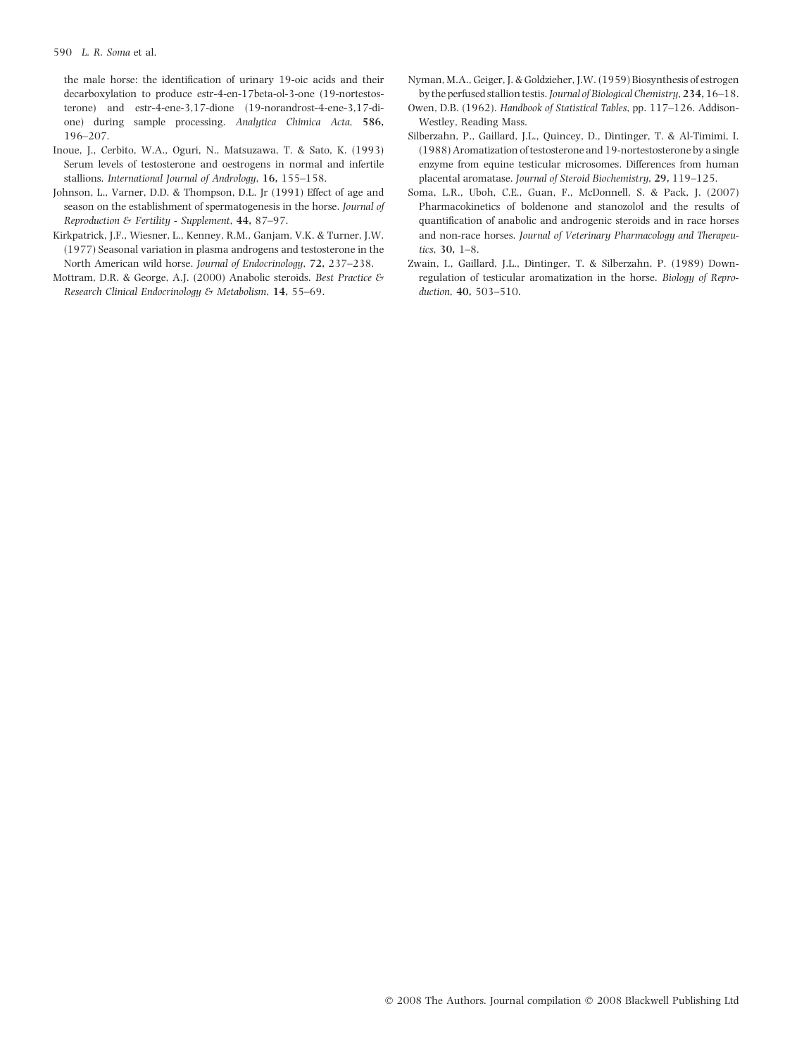the male horse: the identification of urinary 19-oic acids and their decarboxylation to produce estr-4-en-17beta-ol-3-one (19-nortestosterone) and estr-4-ene-3,17-dione (19-norandrost-4-ene-3,17-dione) during sample processing. *Analytica Chimica Acta*, **586,** 196–207.

Inoue, J., Cerbito, W.A., Oguri, N., Matsuzawa, T. & Sato, K. (1993) Serum levels of testosterone and oestrogens in normal and infertile stallions. *International Journal of Andrology*, **16,** 155–158.

Johnson, L., Varner, D.D. & Thompson, D.L. Jr (1991) Effect of age and season on the establishment of spermatogenesis in the horse. *Journal of Reproduction & Fertility - Supplement*, **44,** 87–97.

Kirkpatrick, J.F., Wiesner, L., Kenney, R.M., Ganjam, V.K. & Turner, J.W. (1977) Seasonal variation in plasma androgens and testosterone in the North American wild horse. *Journal of Endocrinology*, **72,** 237–238.

Mottram, D.R. & George, A.J. (2000) Anabolic steroids. *Best Practice & Research Clinical Endocrinology & Metabolism*, **14,** 55–69.

Nyman, M.A., Geiger, J. & Goldzieher, J.W. (1959) Biosynthesis of estrogen by the perfused stallion testis. *Journal of Biological Chemistry*, **234,** 16–18.

Owen, D.B. (1962). *Handbook of Statistical Tables*, pp. 117–126. Addison-Westley, Reading Mass.

Silberzahn, P., Gaillard, J.L., Quincey, D., Dintinger, T. & Al-Timimi, I. (1988) Aromatization of testosterone and 19-nortestosterone by a single enzyme from equine testicular microsomes. Differences from human placental aromatase. *Journal of Steroid Biochemistry*, **29,** 119–125.

Soma, L.R., Uboh, C.E., Guan, F., McDonnell, S. & Pack, J. (2007) Pharmacokinetics of boldenone and stanozolol and the results of quantification of anabolic and androgenic steroids and in race horses and non-race horses. *Journal of Veterinary Pharmacology and Therapeutics*, **30,** 1–8.

Zwain, I., Gaillard, J.L., Dintinger, T. & Silberzahn, P. (1989) Down-regulation of testicular aromatization in the horse. *Biology of Reproduction*, **40,** 503–510.